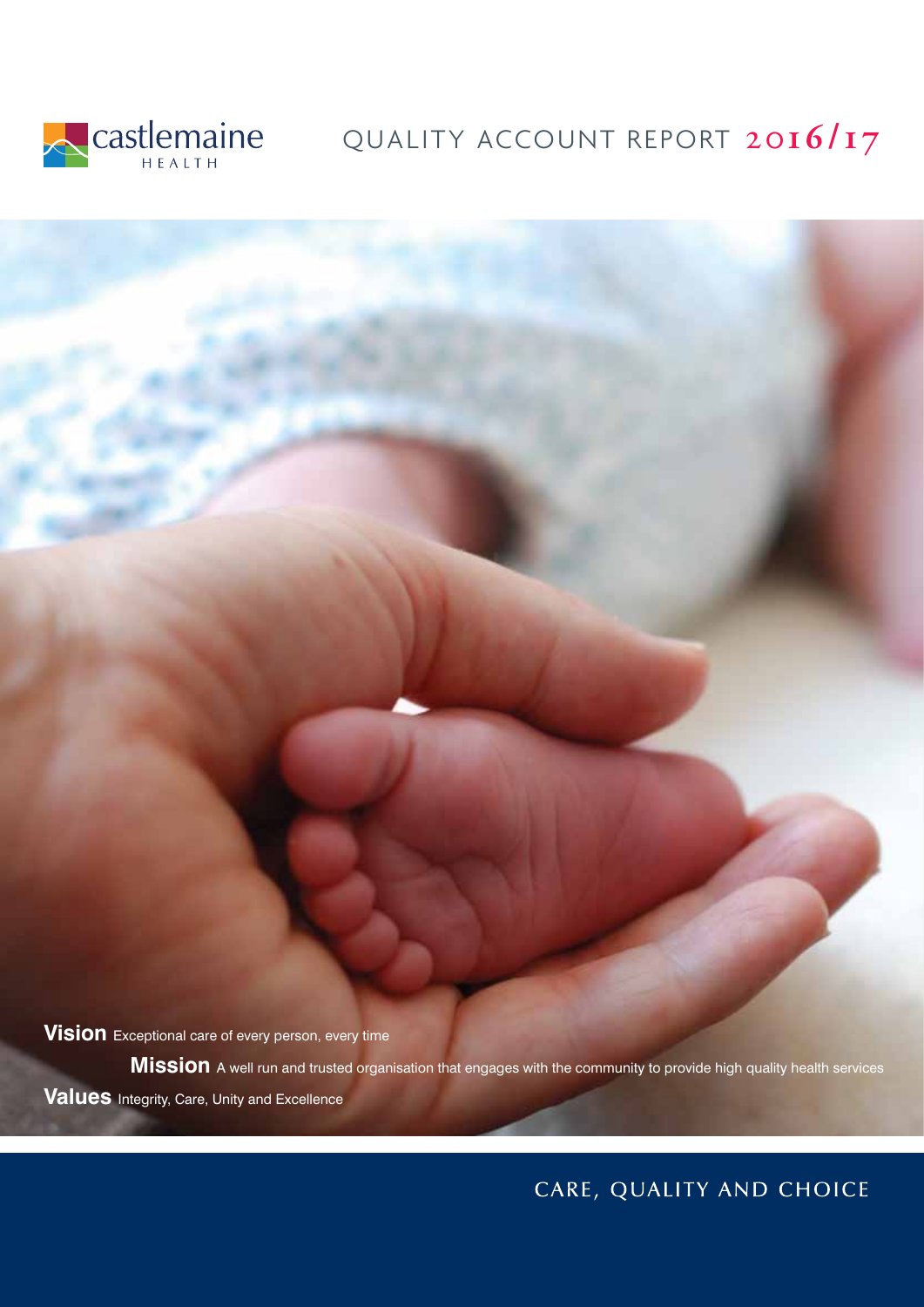castlemaine HEALTH

# QUALITY ACCOUNT REPORT 2016/17

**Vision** Exceptional care of every person, every time

**Mission** A well run and trusted organisation that engages with the community to provide high quality health services

**Values** Integrity, Care, Unity and Excellence

CARE, QUALITY AND CHOICE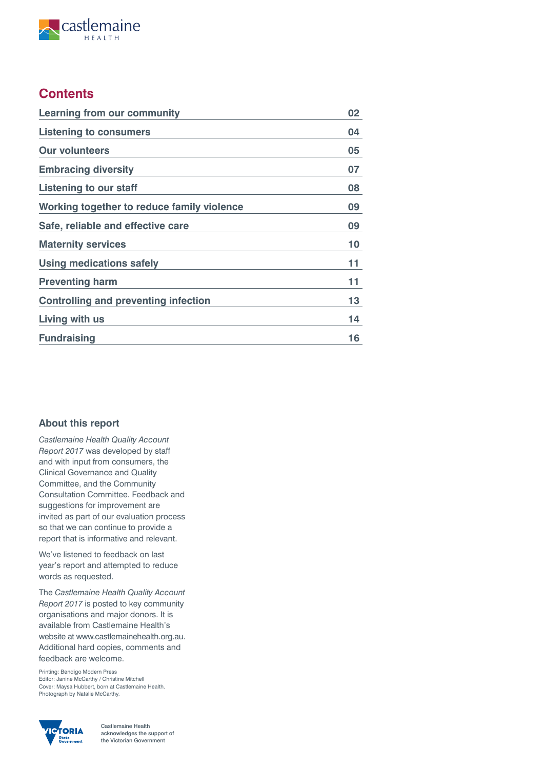castlemaine HEALTH

## Contents

| | |
|---|---|
| **Learning from our community** | **02** |
| **Listening to consumers** | **04** |
| **Our volunteers** | **05** |
| **Embracing diversity** | **07** |
| **Listening to our staff** | **08** |
| **Working together to reduce family violence** | **09** |
| **Safe, reliable and effective care** | **09** |
| **Maternity services** | **10** |
| **Using medications safely** | **11** |
| **Preventing harm** | **11** |
| **Controlling and preventing infection** | **13** |
| **Living with us** | **14** |
| **Fundraising** | **16** |

### About this report

*Castlemaine Health Quality Account Report 2017* was developed by staff and with input from consumers, the Clinical Governance and Quality Committee, and the Community Consultation Committee. Feedback and suggestions for improvement are invited as part of our evaluation process so that we can continue to provide a report that is informative and relevant.

We've listened to feedback on last year's report and attempted to reduce words as requested.

The *Castlemaine Health Quality Account Report 2017* is posted to key community organisations and major donors. It is available from Castlemaine Health's website at www.castlemainehealth.org.au. Additional hard copies, comments and feedback are welcome.

Printing: Bendigo Modern Press
Editor: Janine McCarthy / Christine Mitchell
Cover: Maysa Hubbert, born at Castlemaine Health.
Photograph by Natalie McCarthy.

VICTORIA State Government

Castlemaine Health acknowledges the support of the Victorian Government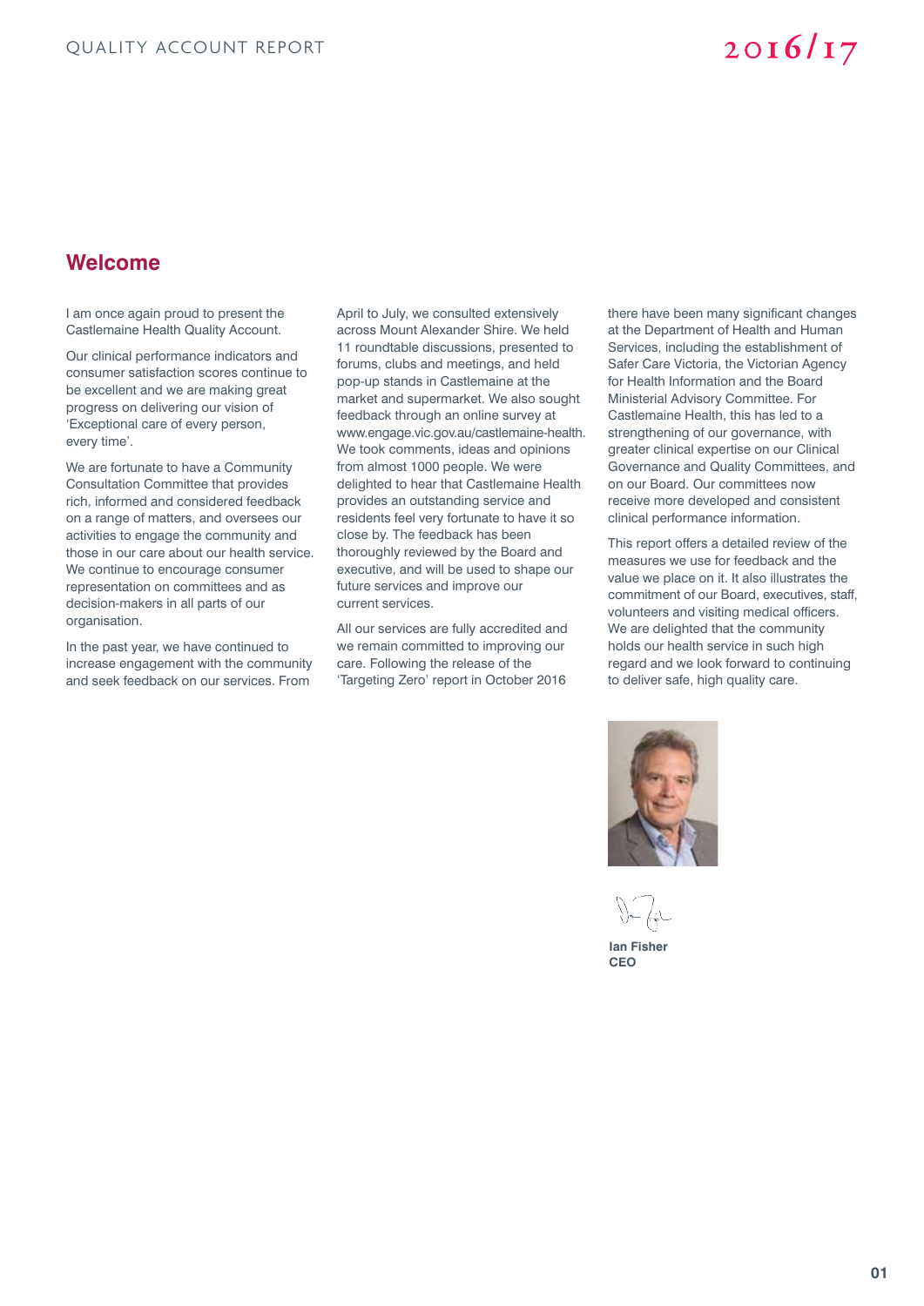## Welcome

I am once again proud to present the Castlemaine Health Quality Account.

Our clinical performance indicators and consumer satisfaction scores continue to be excellent and we are making great progress on delivering our vision of 'Exceptional care of every person, every time'.

We are fortunate to have a Community Consultation Committee that provides rich, informed and considered feedback on a range of matters, and oversees our activities to engage the community and those in our care about our health service. We continue to encourage consumer representation on committees and as decision-makers in all parts of our organisation.

In the past year, we have continued to increase engagement with the community and seek feedback on our services. From April to July, we consulted extensively across Mount Alexander Shire. We held 11 roundtable discussions, presented to forums, clubs and meetings, and held pop-up stands in Castlemaine at the market and supermarket. We also sought feedback through an online survey at www.engage.vic.gov.au/castlemaine-health. We took comments, ideas and opinions from almost 1000 people. We were delighted to hear that Castlemaine Health provides an outstanding service and residents feel very fortunate to have it so close by. The feedback has been thoroughly reviewed by the Board and executive, and will be used to shape our future services and improve our current services.

All our services are fully accredited and we remain committed to improving our care. Following the release of the 'Targeting Zero' report in October 2016 there have been many significant changes at the Department of Health and Human Services, including the establishment of Safer Care Victoria, the Victorian Agency for Health Information and the Board Ministerial Advisory Committee. For Castlemaine Health, this has led to a strengthening of our governance, with greater clinical expertise on our Clinical Governance and Quality Committees, and on our Board. Our committees now receive more developed and consistent clinical performance information.

This report offers a detailed review of the measures we use for feedback and the value we place on it. It also illustrates the commitment of our Board, executives, staff, volunteers and visiting medical officers. We are delighted that the community holds our health service in such high regard and we look forward to continuing to deliver safe, high quality care.

**Ian Fisher**
**CEO**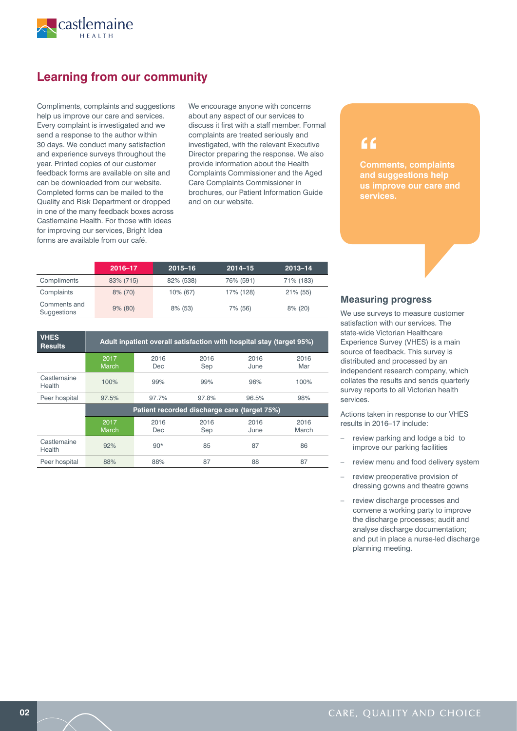## Learning from our community

Compliments, complaints and suggestions help us improve our care and services. Every complaint is investigated and we send a response to the author within 30 days. We conduct many satisfaction and experience surveys throughout the year. Printed copies of our customer feedback forms are available on site and can be downloaded from our website. Completed forms can be mailed to the Quality and Risk Department or dropped in one of the many feedback boxes across Castlemaine Health. For those with ideas for improving our services, Bright Idea forms are available from our café.

We encourage anyone with concerns about any aspect of our services to discuss it first with a staff member. Formal complaints are treated seriously and investigated, with the relevant Executive Director preparing the response. We also provide information about the Health Complaints Commissioner and the Aged Care Complaints Commissioner in brochures, our Patient Information Guide and on our website.

> **Comments, complaints and suggestions help us improve our care and services.**

| | 2016–17 | 2015–16 | 2014–15 | 2013–14 |
|---|---|---|---|---|
| Compliments | 83% (715) | 82% (538) | 76% (591) | 71% (183) |
| Complaints | 8% (70) | 10% (67) | 17% (128) | 21% (55) |
| Comments and Suggestions | 9% (80) | 8% (53) | 7% (56) | 8% (20) |

| VHES Results | Adult inpatient overall satisfaction with hospital stay (target 95%) | | | | |
|---|---|---|---|---|---|
| | 2017 March | 2016 Dec | 2016 Sep | 2016 June | 2016 Mar |
| Castlemaine Health | 100% | 99% | 99% | 96% | 100% |
| Peer hospital | 97.5% | 97.7% | 97.8% | 96.5% | 98% |
| | **Patient recorded discharge care (target 75%)** | | | | |
| | 2017 March | 2016 Dec | 2016 Sep | 2016 June | 2016 March |
| Castlemaine Health | 92% | 90* | 85 | 87 | 86 |
| Peer hospital | 88% | 88% | 87 | 88 | 87 |

### Measuring progress

We use surveys to measure customer satisfaction with our services. The state-wide Victorian Healthcare Experience Survey (VHES) is a main source of feedback. This survey is distributed and processed by an independent research company, which collates the results and sends quarterly survey reports to all Victorian health services.

Actions taken in response to our VHES results in 2016–17 include:

- review parking and lodge a bid to improve our parking facilities
- review menu and food delivery system
- review preoperative provision of dressing gowns and theatre gowns
- review discharge processes and convene a working party to improve the discharge processes; audit and analyse discharge documentation; and put in place a nurse-led discharge planning meeting.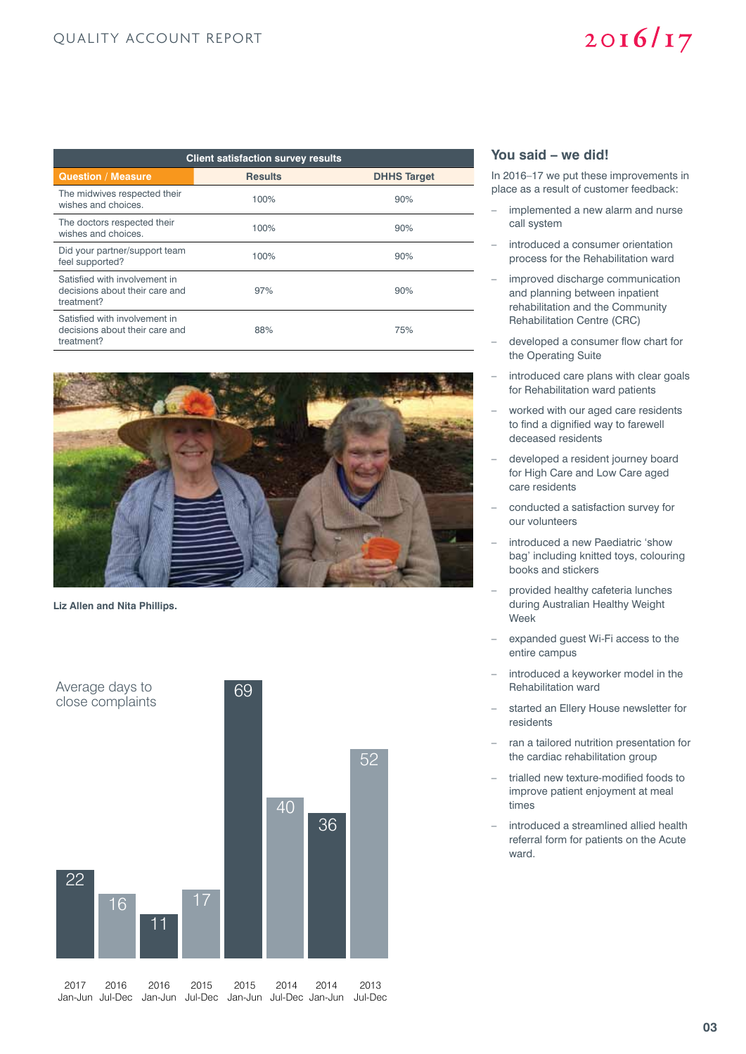| Client satisfaction survey results | | |
|---|---|---|
| **Question / Measure** | **Results** | **DHHS Target** |
| The midwives respected their wishes and choices. | 100% | 90% |
| The doctors respected their wishes and choices. | 100% | 90% |
| Did your partner/support team feel supported? | 100% | 90% |
| Satisfied with involvement in decisions about their care and treatment? | 97% | 90% |
| Satisfied with involvement in decisions about their care and treatment? | 88% | 75% |

Liz Allen and Nita Phillips.

Average days to close complaints

| Period | Days |
|---|---|
| 2017 Jan-Jun | 22 |
| 2016 Jul-Dec | 16 |
| 2016 Jan-Jun | 11 |
| 2015 Jul-Dec | 17 |
| 2015 Jan-Jun | 69 |
| 2014 Jul-Dec | 40 |
| 2014 Jan-Jun | 36 |
| 2013 Jul-Dec | 52 |

## You said – we did!

In 2016–17 we put these improvements in place as a result of customer feedback:

- implemented a new alarm and nurse call system
- introduced a consumer orientation process for the Rehabilitation ward
- improved discharge communication and planning between inpatient rehabilitation and the Community Rehabilitation Centre (CRC)
- developed a consumer flow chart for the Operating Suite
- introduced care plans with clear goals for Rehabilitation ward patients
- worked with our aged care residents to find a dignified way to farewell deceased residents
- developed a resident journey board for High Care and Low Care aged care residents
- conducted a satisfaction survey for our volunteers
- introduced a new Paediatric 'show bag' including knitted toys, colouring books and stickers
- provided healthy cafeteria lunches during Australian Healthy Weight Week
- expanded guest Wi-Fi access to the entire campus
- introduced a keyworker model in the Rehabilitation ward
- started an Ellery House newsletter for residents
- ran a tailored nutrition presentation for the cardiac rehabilitation group
- trialled new texture-modified foods to improve patient enjoyment at meal times
- introduced a streamlined allied health referral form for patients on the Acute ward.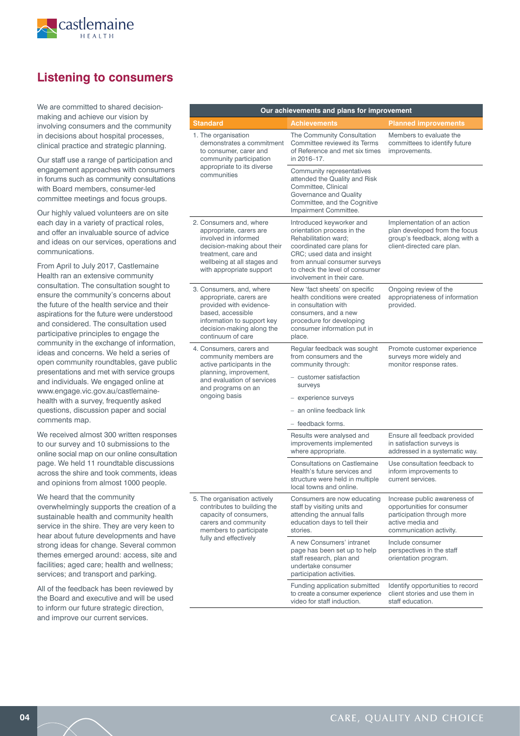## Listening to consumers

We are committed to shared decision-making and achieve our vision by involving consumers and the community in decisions about hospital processes, clinical practice and strategic planning.

Our staff use a range of participation and engagement approaches with consumers in forums such as community consultations with Board members, consumer-led committee meetings and focus groups.

Our highly valued volunteers are on site each day in a variety of practical roles, and offer an invaluable source of advice and ideas on our services, operations and communications.

From April to July 2017, Castlemaine Health ran an extensive community consultation. The consultation sought to ensure the community's concerns about the future of the health service and their aspirations for the future were understood and considered. The consultation used participative principles to engage the community in the exchange of information, ideas and concerns. We held a series of open community roundtables, gave public presentations and met with service groups and individuals. We engaged online at www.engage.vic.gov.au/castlemaine-health with a survey, frequently asked questions, discussion paper and social comments map.

We received almost 300 written responses to our survey and 10 submissions to the online social map on our online consultation page. We held 11 roundtable discussions across the shire and took comments, ideas and opinions from almost 1000 people.

We heard that the community overwhelmingly supports the creation of a sustainable health and community health service in the shire. They are very keen to hear about future developments and have strong ideas for change. Several common themes emerged around: access, site and facilities; aged care; health and wellness; services; and transport and parking.

All of the feedback has been reviewed by the Board and executive and will be used to inform our future strategic direction, and improve our current services.

**Our achievements and plans for improvement**

| Standard | Achievements | Planned improvements |
|---|---|---|
| 1. The organisation demonstrates a commitment to consumer, carer and community participation appropriate to its diverse communities | The Community Consultation Committee reviewed its Terms of Reference and met six times in 2016–17. | Members to evaluate the committees to identify future improvements. |
| | Community representatives attended the Quality and Risk Committee, Clinical Governance and Quality Committee, and the Cognitive Impairment Committee. | |
| 2. Consumers and, where appropriate, carers are involved in informed decision-making about their treatment, care and wellbeing at all stages and with appropriate support | Introduced keyworker and orientation process in the Rehabilitation ward; coordinated care plans for CRC; used data and insight from annual consumer surveys to check the level of consumer involvement in their care. | Implementation of an action plan developed from the focus group's feedback, along with a client-directed care plan. |
| 3. Consumers, and, where appropriate, carers are provided with evidence-based, accessible information to support key decision-making along the continuum of care | New 'fact sheets' on specific health conditions were created in consultation with consumers, and a new procedure for developing consumer information put in place. | Ongoing review of the appropriateness of information provided. |
| 4. Consumers, carers and community members are active participants in the planning, improvement, and evaluation of services and programs on an ongoing basis | Regular feedback was sought from consumers and the community through: – customer satisfaction surveys – experience surveys – an online feedback link – feedback forms. | Promote customer experience surveys more widely and monitor response rates. |
| | Results were analysed and improvements implemented where appropriate. | Ensure all feedback provided in satisfaction surveys is addressed in a systematic way. |
| | Consultations on Castlemaine Health's future services and structure were held in multiple local towns and online. | Use consultation feedback to inform improvements to current services. |
| 5. The organisation actively contributes to building the capacity of consumers, carers and community members to participate fully and effectively | Consumers are now educating staff by visiting units and attending the annual falls education days to tell their stories. | Increase public awareness of opportunities for consumer participation through more active media and communication activity. |
| | A new Consumers' intranet page has been set up to help staff research, plan and undertake consumer participation activities. | Include consumer perspectives in the staff orientation program. |
| | Funding application submitted to create a consumer experience video for staff induction. | Identify opportunities to record client stories and use them in staff education. |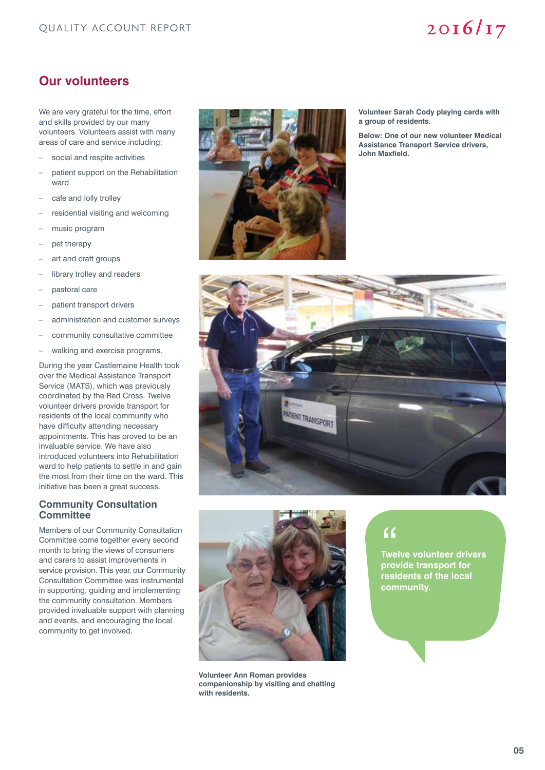## Our volunteers

We are very grateful for the time, effort and skills provided by our many volunteers. Volunteers assist with many areas of care and service including:

- social and respite activities
- patient support on the Rehabilitation ward
- cafe and lolly trolley
- residential visiting and welcoming
- music program
- pet therapy
- art and craft groups
- library trolley and readers
- pastoral care
- patient transport drivers
- administration and customer surveys
- community consultative committee
- walking and exercise programs.

During the year Castlemaine Health took over the Medical Assistance Transport Service (MATS), which was previously coordinated by the Red Cross. Twelve volunteer drivers provide transport for residents of the local community who have difficulty attending necessary appointments. This has proved to be an invaluable service. We have also introduced volunteers into Rehabilitation ward to help patients to settle in and gain the most from their time on the ward. This initiative has been a great success.

### Community Consultation Committee

Members of our Community Consultation Committee come together every second month to bring the views of consumers and carers to assist improvements in service provision. This year, our Community Consultation Committee was instrumental in supporting, guiding and implementing the community consultation. Members provided invaluable support with planning and events, and encouraging the local community to get involved.

**Volunteer Sarah Cody playing cards with a group of residents.**

**Below: One of our new volunteer Medical Assistance Transport Service drivers, John Maxfield.**

**Volunteer Ann Roman provides companionship by visiting and chatting with residents.**

> "Twelve volunteer drivers provide transport for residents of the local community.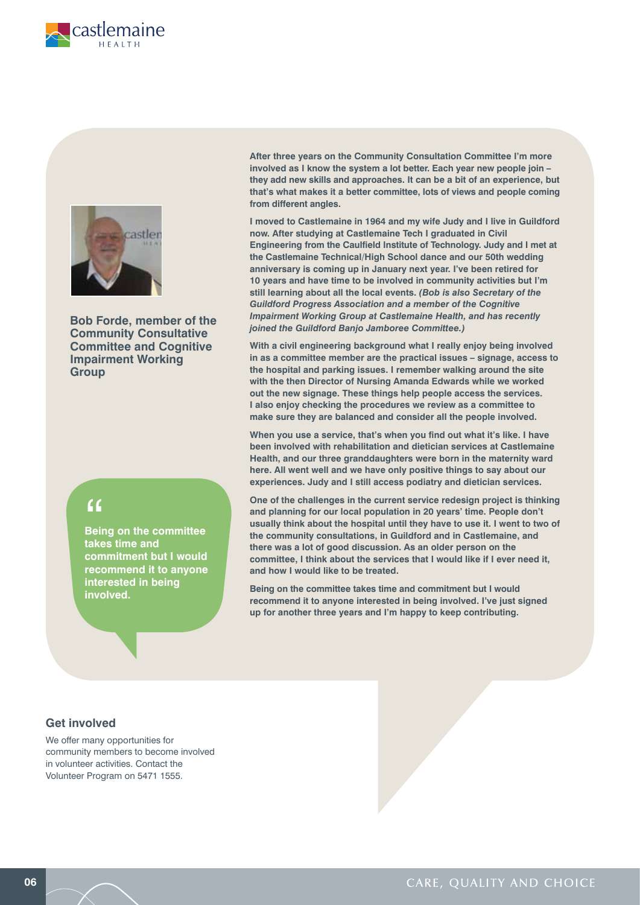**Bob Forde, member of the Community Consultative Committee and Cognitive Impairment Working Group**

> "Being on the committee takes time and commitment but I would recommend it to anyone interested in being involved.

**After three years on the Community Consultation Committee I'm more involved as I know the system a lot better. Each year new people join – they add new skills and approaches. It can be a bit of an experience, but that's what makes it a better committee, lots of views and people coming from different angles.**

**I moved to Castlemaine in 1964 and my wife Judy and I live in Guildford now. After studying at Castlemaine Tech I graduated in Civil Engineering from the Caulfield Institute of Technology. Judy and I met at the Castlemaine Technical/High School dance and our 50th wedding anniversary is coming up in January next year. I've been retired for 10 years and have time to be involved in community activities but I'm still learning about all the local events.** ***(Bob is also Secretary of the Guildford Progress Association and a member of the Cognitive Impairment Working Group at Castlemaine Health, and has recently joined the Guildford Banjo Jamboree Committee.)***

**With a civil engineering background what I really enjoy being involved in as a committee member are the practical issues – signage, access to the hospital and parking issues. I remember walking around the site with the then Director of Nursing Amanda Edwards while we worked out the new signage. These things help people access the services. I also enjoy checking the procedures we review as a committee to make sure they are balanced and consider all the people involved.**

**When you use a service, that's when you find out what it's like. I have been involved with rehabilitation and dietician services at Castlemaine Health, and our three granddaughters were born in the maternity ward here. All went well and we have only positive things to say about our experiences. Judy and I still access podiatry and dietician services.**

**One of the challenges in the current service redesign project is thinking and planning for our local population in 20 years' time. People don't usually think about the hospital until they have to use it. I went to two of the community consultations, in Guildford and in Castlemaine, and there was a lot of good discussion. As an older person on the committee, I think about the services that I would like if I ever need it, and how I would like to be treated.**

**Being on the committee takes time and commitment but I would recommend it to anyone interested in being involved. I've just signed up for another three years and I'm happy to keep contributing.**

### Get involved

We offer many opportunities for community members to become involved in volunteer activities. Contact the Volunteer Program on 5471 1555.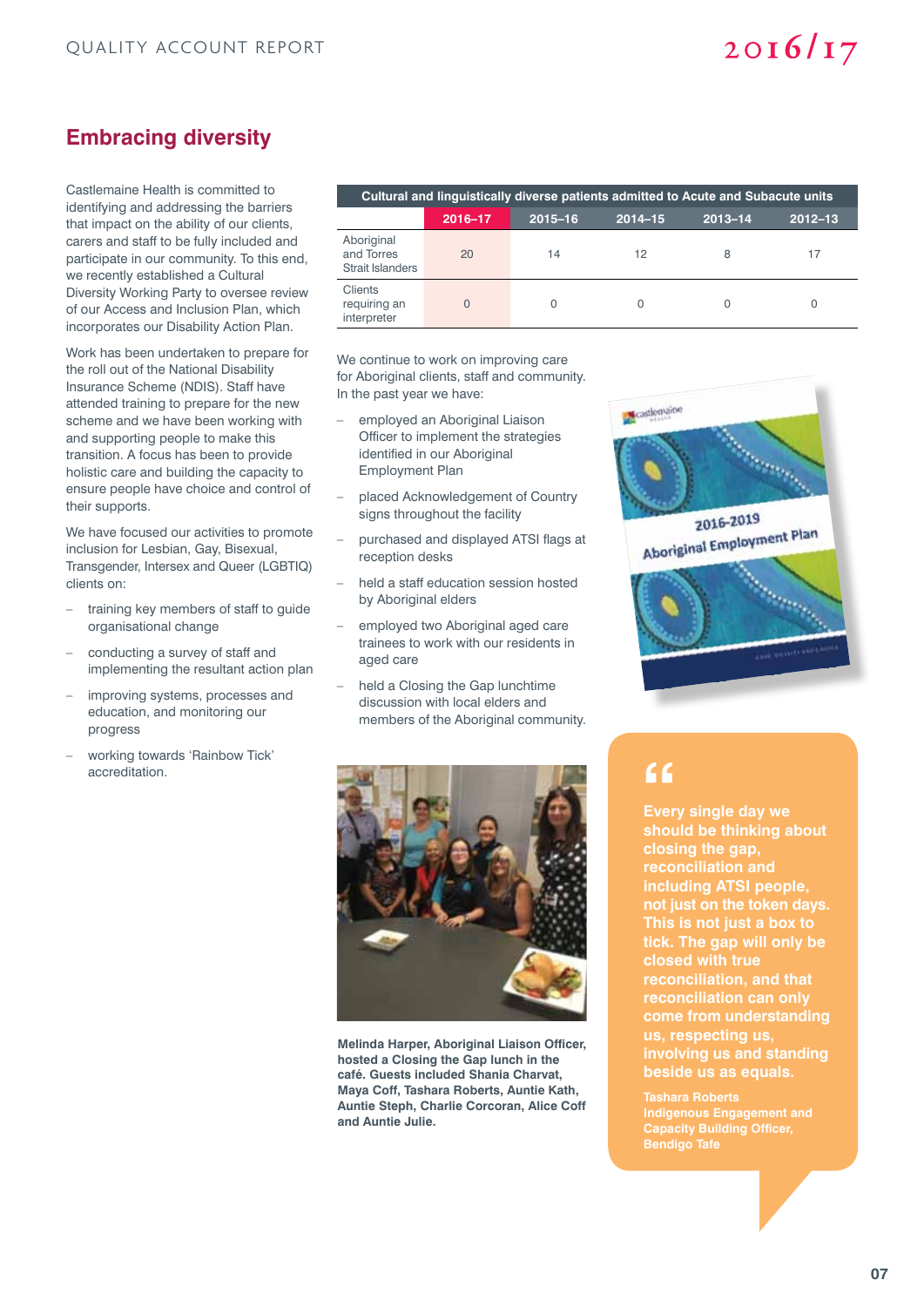## Embracing diversity

Castlemaine Health is committed to identifying and addressing the barriers that impact on the ability of our clients, carers and staff to be fully included and participate in our community. To this end, we recently established a Cultural Diversity Working Party to oversee review of our Access and Inclusion Plan, which incorporates our Disability Action Plan.

Work has been undertaken to prepare for the roll out of the National Disability Insurance Scheme (NDIS). Staff have attended training to prepare for the new scheme and we have been working with and supporting people to make this transition. A focus has been to provide holistic care and building the capacity to ensure people have choice and control of their supports.

We have focused our activities to promote inclusion for Lesbian, Gay, Bisexual, Transgender, Intersex and Queer (LGBTIQ) clients on:

- training key members of staff to guide organisational change
- conducting a survey of staff and implementing the resultant action plan
- improving systems, processes and education, and monitoring our progress
- working towards 'Rainbow Tick' accreditation.

**Cultural and linguistically diverse patients admitted to Acute and Subacute units**

| | 2016–17 | 2015–16 | 2014–15 | 2013–14 | 2012–13 |
|---|---|---|---|---|---|
| Aboriginal and Torres Strait Islanders | 20 | 14 | 12 | 8 | 17 |
| Clients requiring an interpreter | 0 | 0 | 0 | 0 | 0 |

We continue to work on improving care for Aboriginal clients, staff and community. In the past year we have:

- employed an Aboriginal Liaison Officer to implement the strategies identified in our Aboriginal Employment Plan
- placed Acknowledgement of Country signs throughout the facility
- purchased and displayed ATSI flags at reception desks
- held a staff education session hosted by Aboriginal elders
- employed two Aboriginal aged care trainees to work with our residents in aged care
- held a Closing the Gap lunchtime discussion with local elders and members of the Aboriginal community.

**Melinda Harper, Aboriginal Liaison Officer, hosted a Closing the Gap lunch in the café. Guests included Shania Charvat, Maya Coff, Tashara Roberts, Auntie Kath, Auntie Steph, Charlie Corcoran, Alice Coff and Auntie Julie.**

> **Every single day we should be thinking about closing the gap, reconciliation and including ATSI people, not just on the token days. This is not just a box to tick. The gap will only be closed with true reconciliation, and that reconciliation can only come from understanding us, respecting us, involving us and standing beside us as equals.**
>
> **Tashara Roberts**
> **Indigenous Engagement and Capacity Building Officer, Bendigo Tafe**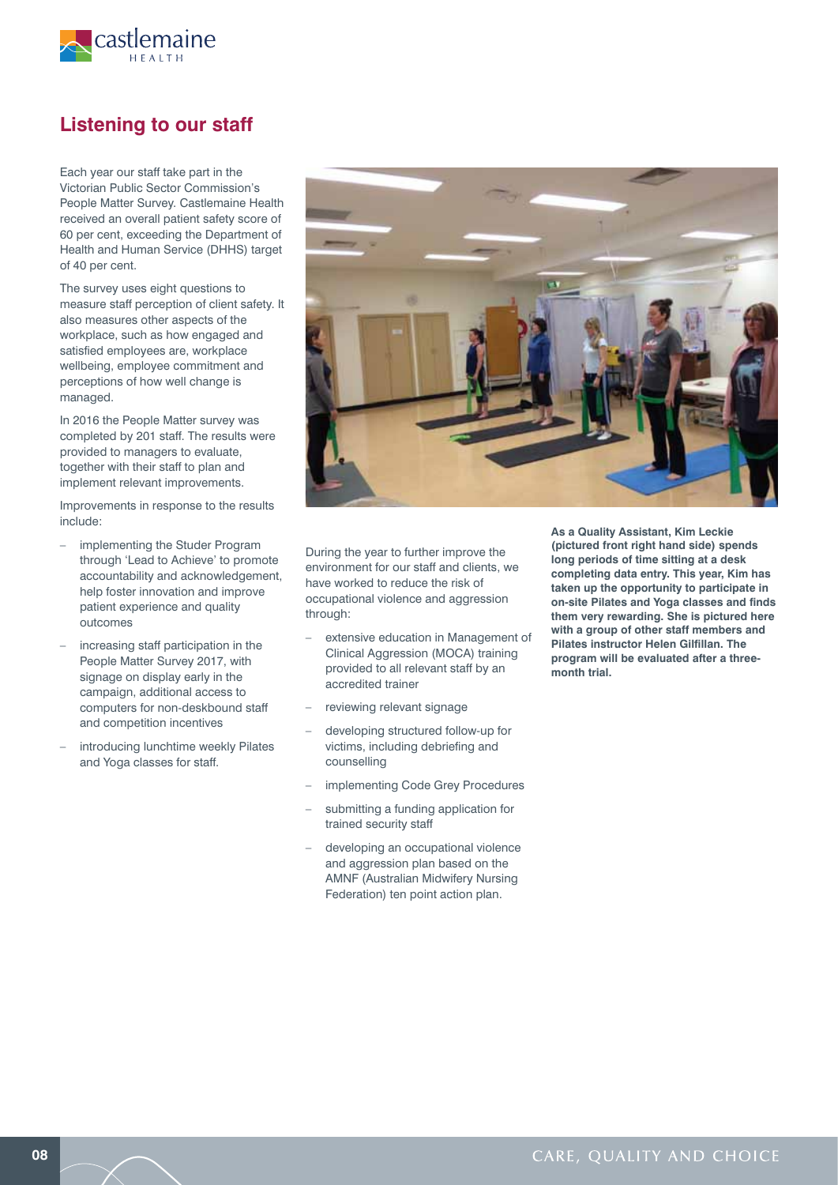## Listening to our staff

Each year our staff take part in the Victorian Public Sector Commission's People Matter Survey. Castlemaine Health received an overall patient safety score of 60 per cent, exceeding the Department of Health and Human Service (DHHS) target of 40 per cent.

The survey uses eight questions to measure staff perception of client safety. It also measures other aspects of the workplace, such as how engaged and satisfied employees are, workplace wellbeing, employee commitment and perceptions of how well change is managed.

In 2016 the People Matter survey was completed by 201 staff. The results were provided to managers to evaluate, together with their staff to plan and implement relevant improvements.

Improvements in response to the results include:

- implementing the Studer Program through 'Lead to Achieve' to promote accountability and acknowledgement, help foster innovation and improve patient experience and quality outcomes
- increasing staff participation in the People Matter Survey 2017, with signage on display early in the campaign, additional access to computers for non-deskbound staff and competition incentives
- introducing lunchtime weekly Pilates and Yoga classes for staff.

During the year to further improve the environment for our staff and clients, we have worked to reduce the risk of occupational violence and aggression through:

- extensive education in Management of Clinical Aggression (MOCA) training provided to all relevant staff by an accredited trainer
- reviewing relevant signage
- developing structured follow-up for victims, including debriefing and counselling
- implementing Code Grey Procedures
- submitting a funding application for trained security staff
- developing an occupational violence and aggression plan based on the AMNF (Australian Midwifery Nursing Federation) ten point action plan.

**As a Quality Assistant, Kim Leckie (pictured front right hand side) spends long periods of time sitting at a desk completing data entry. This year, Kim has taken up the opportunity to participate in on-site Pilates and Yoga classes and finds them very rewarding. She is pictured here with a group of other staff members and Pilates instructor Helen Gilfillan. The program will be evaluated after a three-month trial.**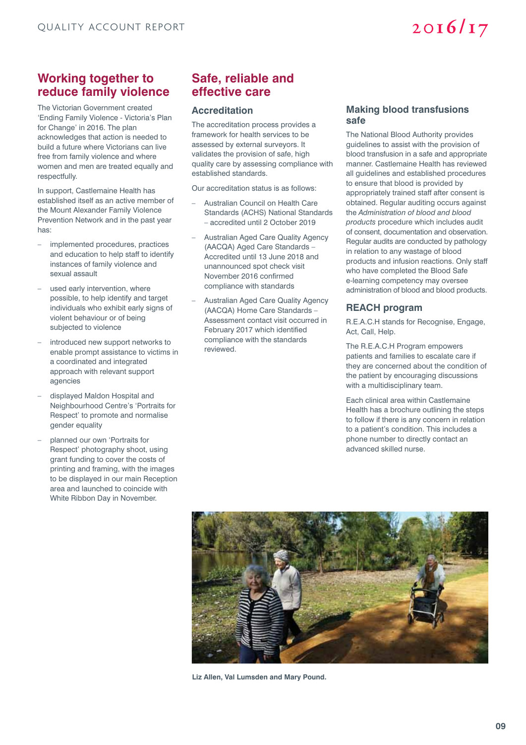## Working together to reduce family violence

The Victorian Government created 'Ending Family Violence - Victoria's Plan for Change' in 2016. The plan acknowledges that action is needed to build a future where Victorians can live free from family violence and where women and men are treated equally and respectfully.

In support, Castlemaine Health has established itself as an active member of the Mount Alexander Family Violence Prevention Network and in the past year has:

- implemented procedures, practices and education to help staff to identify instances of family violence and sexual assault
- used early intervention, where possible, to help identify and target individuals who exhibit early signs of violent behaviour or of being subjected to violence
- introduced new support networks to enable prompt assistance to victims in a coordinated and integrated approach with relevant support agencies
- displayed Maldon Hospital and Neighbourhood Centre's 'Portraits for Respect' to promote and normalise gender equality
- planned our own 'Portraits for Respect' photography shoot, using grant funding to cover the costs of printing and framing, with the images to be displayed in our main Reception area and launched to coincide with White Ribbon Day in November.

## Safe, reliable and effective care

### Accreditation

The accreditation process provides a framework for health services to be assessed by external surveyors. It validates the provision of safe, high quality care by assessing compliance with established standards.

Our accreditation status is as follows:

- Australian Council on Health Care Standards (ACHS) National Standards – accredited until 2 October 2019
- Australian Aged Care Quality Agency (AACQA) Aged Care Standards – Accredited until 13 June 2018 and unannounced spot check visit November 2016 confirmed compliance with standards
- Australian Aged Care Quality Agency (AACQA) Home Care Standards – Assessment contact visit occurred in February 2017 which identified compliance with the standards reviewed.

### Making blood transfusions safe

The National Blood Authority provides guidelines to assist with the provision of blood transfusion in a safe and appropriate manner. Castlemaine Health has reviewed all guidelines and established procedures to ensure that blood is provided by appropriately trained staff after consent is obtained. Regular auditing occurs against the *Administration of blood and blood products* procedure which includes audit of consent, documentation and observation. Regular audits are conducted by pathology in relation to any wastage of blood products and infusion reactions. Only staff who have completed the Blood Safe e-learning competency may oversee administration of blood and blood products.

### REACH program

R.E.A.C.H stands for Recognise, Engage, Act, Call, Help.

The R.E.A.C.H Program empowers patients and families to escalate care if they are concerned about the condition of the patient by encouraging discussions with a multidisciplinary team.

Each clinical area within Castlemaine Health has a brochure outlining the steps to follow if there is any concern in relation to a patient's condition. This includes a phone number to directly contact an advanced skilled nurse.

**Liz Allen, Val Lumsden and Mary Pound.**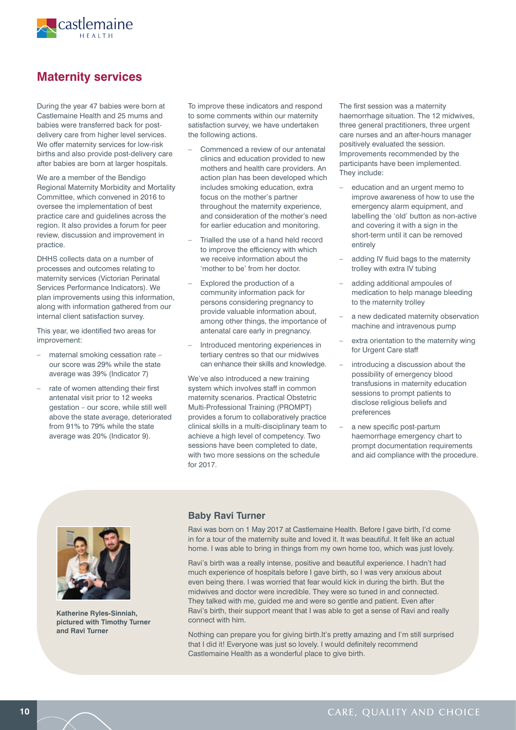## Maternity services

During the year 47 babies were born at Castlemaine Health and 25 mums and babies were transferred back for post-delivery care from higher level services. We offer maternity services for low-risk births and also provide post-delivery care after babies are born at larger hospitals.

We are a member of the Bendigo Regional Maternity Morbidity and Mortality Committee, which convened in 2016 to oversee the implementation of best practice care and guidelines across the region. It also provides a forum for peer review, discussion and improvement in practice.

DHHS collects data on a number of processes and outcomes relating to maternity services (Victorian Perinatal Services Performance Indicators). We plan improvements using this information, along with information gathered from our internal client satisfaction survey.

This year, we identified two areas for improvement:

- maternal smoking cessation rate – our score was 29% while the state average was 39% (Indicator 7)
- rate of women attending their first antenatal visit prior to 12 weeks gestation – our score, while still well above the state average, deteriorated from 91% to 79% while the state average was 20% (Indicator 9).

To improve these indicators and respond to some comments within our maternity satisfaction survey, we have undertaken the following actions.

- Commenced a review of our antenatal clinics and education provided to new mothers and health care providers. An action plan has been developed which includes smoking education, extra focus on the mother's partner throughout the maternity experience, and consideration of the mother's need for earlier education and monitoring.
- Trialled the use of a hand held record to improve the efficiency with which we receive information about the 'mother to be' from her doctor.
- Explored the production of a community information pack for persons considering pregnancy to provide valuable information about, among other things, the importance of antenatal care early in pregnancy.
- Introduced mentoring experiences in tertiary centres so that our midwives can enhance their skills and knowledge.

We've also introduced a new training system which involves staff in common maternity scenarios. Practical Obstetric Multi-Professional Training (PROMPT) provides a forum to collaboratively practice clinical skills in a multi-disciplinary team to achieve a high level of competency. Two sessions have been completed to date, with two more sessions on the schedule for 2017.

The first session was a maternity haemorrhage situation. The 12 midwives, three general practitioners, three urgent care nurses and an after-hours manager positively evaluated the session. Improvements recommended by the participants have been implemented. They include:

- education and an urgent memo to improve awareness of how to use the emergency alarm equipment, and labelling the 'old' button as non-active and covering it with a sign in the short-term until it can be removed entirely
- adding IV fluid bags to the maternity trolley with extra IV tubing
- adding additional ampoules of medication to help manage bleeding to the maternity trolley
- a new dedicated maternity observation machine and intravenous pump
- extra orientation to the maternity wing for Urgent Care staff
- introducing a discussion about the possibility of emergency blood transfusions in maternity education sessions to prompt patients to disclose religious beliefs and preferences
- a new specific post-partum haemorrhage emergency chart to prompt documentation requirements and aid compliance with the procedure.

**Katherine Ryles-Sinniah, pictured with Timothy Turner and Ravi Turner**

### Baby Ravi Turner

Ravi was born on 1 May 2017 at Castlemaine Health. Before I gave birth, I'd come in for a tour of the maternity suite and loved it. It was beautiful. It felt like an actual home. I was able to bring in things from my own home too, which was just lovely.

Ravi's birth was a really intense, positive and beautiful experience. I hadn't had much experience of hospitals before I gave birth, so I was very anxious about even being there. I was worried that fear would kick in during the birth. But the midwives and doctor were incredible. They were so tuned in and connected. They talked with me, guided me and were so gentle and patient. Even after Ravi's birth, their support meant that I was able to get a sense of Ravi and really connect with him.

Nothing can prepare you for giving birth.It's pretty amazing and I'm still surprised that I did it! Everyone was just so lovely. I would definitely recommend Castlemaine Health as a wonderful place to give birth.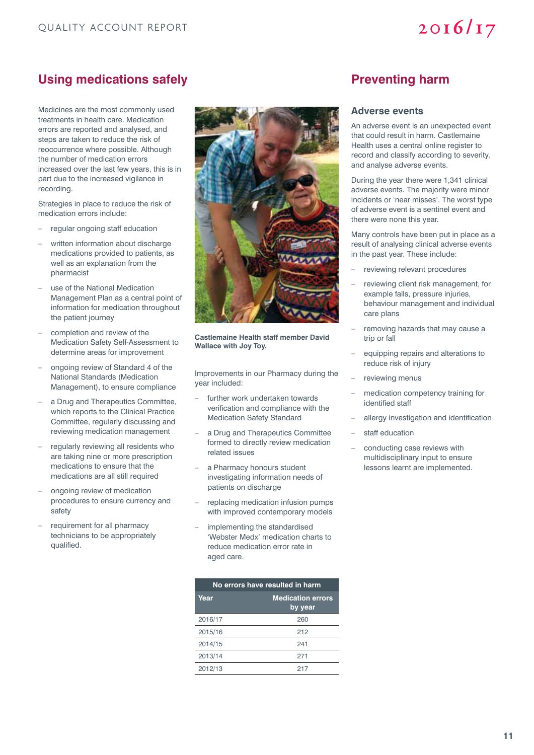## Using medications safely

Medicines are the most commonly used treatments in health care. Medication errors are reported and analysed, and steps are taken to reduce the risk of reoccurrence where possible. Although the number of medication errors increased over the last few years, this is in part due to the increased vigilance in recording.

Strategies in place to reduce the risk of medication errors include:

- regular ongoing staff education
- written information about discharge medications provided to patients, as well as an explanation from the pharmacist
- use of the National Medication Management Plan as a central point of information for medication throughout the patient journey
- completion and review of the Medication Safety Self-Assessment to determine areas for improvement
- ongoing review of Standard 4 of the National Standards (Medication Management), to ensure compliance
- a Drug and Therapeutics Committee, which reports to the Clinical Practice Committee, regularly discussing and reviewing medication management
- regularly reviewing all residents who are taking nine or more prescription medications to ensure that the medications are all still required
- ongoing review of medication procedures to ensure currency and safety
- requirement for all pharmacy technicians to be appropriately qualified.

**Castlemaine Health staff member David Wallace with Joy Toy.**

Improvements in our Pharmacy during the year included:

- further work undertaken towards verification and compliance with the Medication Safety Standard
- a Drug and Therapeutics Committee formed to directly review medication related issues
- a Pharmacy honours student investigating information needs of patients on discharge
- replacing medication infusion pumps with improved contemporary models
- implementing the standardised 'Webster Medx' medication charts to reduce medication error rate in aged care.

| No errors have resulted in harm | |
|---|---|
| **Year** | **Medication errors by year** |
| 2016/17 | 260 |
| 2015/16 | 212 |
| 2014/15 | 241 |
| 2013/14 | 271 |
| 2012/13 | 217 |

## Preventing harm

### Adverse events

An adverse event is an unexpected event that could result in harm. Castlemaine Health uses a central online register to record and classify according to severity, and analyse adverse events.

During the year there were 1,341 clinical adverse events. The majority were minor incidents or 'near misses'. The worst type of adverse event is a sentinel event and there were none this year.

Many controls have been put in place as a result of analysing clinical adverse events in the past year. These include:

- reviewing relevant procedures
- reviewing client risk management, for example falls, pressure injuries, behaviour management and individual care plans
- removing hazards that may cause a trip or fall
- equipping repairs and alterations to reduce risk of injury
- reviewing menus
- medication competency training for identified staff
- allergy investigation and identification
- staff education
- conducting case reviews with multidisciplinary input to ensure lessons learnt are implemented.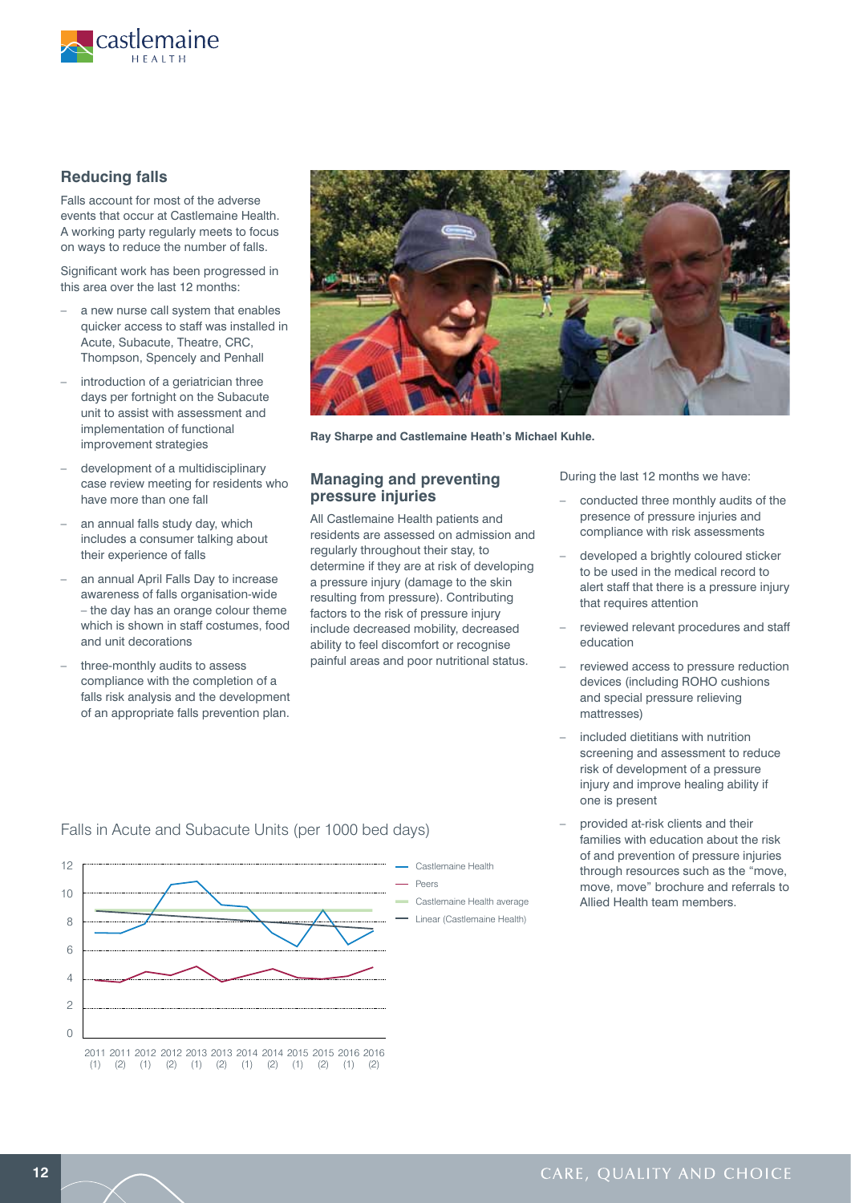## Reducing falls

Falls account for most of the adverse events that occur at Castlemaine Health. A working party regularly meets to focus on ways to reduce the number of falls.

Significant work has been progressed in this area over the last 12 months:

- a new nurse call system that enables quicker access to staff was installed in Acute, Subacute, Theatre, CRC, Thompson, Spencely and Penhall
- introduction of a geriatrician three days per fortnight on the Subacute unit to assist with assessment and implementation of functional improvement strategies
- development of a multidisciplinary case review meeting for residents who have more than one fall
- an annual falls study day, which includes a consumer talking about their experience of falls
- an annual April Falls Day to increase awareness of falls organisation-wide – the day has an orange colour theme which is shown in staff costumes, food and unit decorations
- three-monthly audits to assess compliance with the completion of a falls risk analysis and the development of an appropriate falls prevention plan.

Ray Sharpe and Castlemaine Heath's Michael Kuhle.

## Managing and preventing pressure injuries

All Castlemaine Health patients and residents are assessed on admission and regularly throughout their stay, to determine if they are at risk of developing a pressure injury (damage to the skin resulting from pressure). Contributing factors to the risk of pressure injury include decreased mobility, decreased ability to feel discomfort or recognise painful areas and poor nutritional status.

During the last 12 months we have:

- conducted three monthly audits of the presence of pressure injuries and compliance with risk assessments
- developed a brightly coloured sticker to be used in the medical record to alert staff that there is a pressure injury that requires attention
- reviewed relevant procedures and staff education
- reviewed access to pressure reduction devices (including ROHO cushions and special pressure relieving mattresses)
- included dietitians with nutrition screening and assessment to reduce risk of development of a pressure injury and improve healing ability if one is present
- provided at-risk clients and their families with education about the risk of and prevention of pressure injuries through resources such as the "move, move, move" brochure and referrals to Allied Health team members.

Falls in Acute and Subacute Units (per 1000 bed days)

Legend: Castlemaine Health; Peers; Castlemaine Health average; Linear (Castlemaine Health)

X-axis: 2011 (1), 2011 (2), 2012 (1), 2012 (2), 2013 (1), 2013 (2), 2014 (1), 2014 (2), 2015 (1), 2015 (2), 2016 (1), 2016 (2)

Y-axis: 0, 2, 4, 6, 8, 10, 12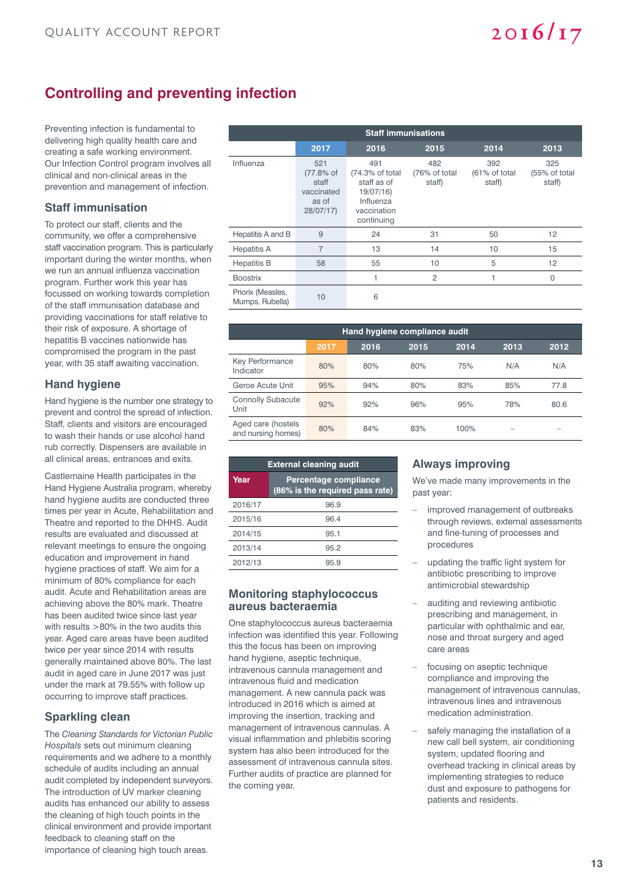# Controlling and preventing infection

Preventing infection is fundamental to delivering high quality health care and creating a safe working environment. Our Infection Control program involves all clinical and non-clinical areas in the prevention and management of infection.

## Staff immunisation

To protect our staff, clients and the community, we offer a comprehensive staff vaccination program. This is particularly important during the winter months, when we run an annual influenza vaccination program. Further work this year has focussed on working towards completion of the staff immunisation database and providing vaccinations for staff relative to their risk of exposure. A shortage of hepatitis B vaccines nationwide has compromised the program in the past year, with 35 staff awaiting vaccination.

## Hand hygiene

Hand hygiene is the number one strategy to prevent and control the spread of infection. Staff, clients and visitors are encouraged to wash their hands or use alcohol hand rub correctly. Dispensers are available in all clinical areas, entrances and exits.

Castlemaine Health participates in the Hand Hygiene Australia program, whereby hand hygiene audits are conducted three times per year in Acute, Rehabilitation and Theatre and reported to the DHHS. Audit results are evaluated and discussed at relevant meetings to ensure the ongoing education and improvement in hand hygiene practices of staff. We aim for a minimum of 80% compliance for each audit. Acute and Rehabilitation areas are achieving above the 80% mark. Theatre has been audited twice since last year with results >80% in the two audits this year. Aged care areas have been audited twice per year since 2014 with results generally maintained above 80%. The last audit in aged care in June 2017 was just under the mark at 79.55% with follow up occurring to improve staff practices.

## Sparkling clean

The *Cleaning Standards for Victorian Public Hospitals* sets out minimum cleaning requirements and we adhere to a monthly schedule of audits including an annual audit completed by independent surveyors. The introduction of UV marker cleaning audits has enhanced our ability to assess the cleaning of high touch points in the clinical environment and provide important feedback to cleaning staff on the importance of cleaning high touch areas.

| Staff immunisations | | | | | |
|---|---|---|---|---|---|
| | 2017 | 2016 | 2015 | 2014 | 2013 |
| Influenza | 521 (77.8% of staff vaccinated as of 28/07/17) | 491 (74.3% of total staff as of 19/07/16) Influenza vaccination continuing | 482 (76% of total staff) | 392 (61% of total staff) | 325 (55% of total staff) |
| Hepatitis A and B | 9 | 24 | 31 | 50 | 12 |
| Hepatitis A | 7 | 13 | 14 | 10 | 15 |
| Hepatitis B | 58 | 55 | 10 | 5 | 12 |
| Boostrix | | 1 | 2 | 1 | 0 |
| Priorix (Measles, Mumps, Rubella) | 10 | 6 | | | |

| Hand hygiene compliance audit | | | | | | |
|---|---|---|---|---|---|---|
| | 2017 | 2016 | 2015 | 2014 | 2013 | 2012 |
| Key Performance Indicator | 80% | 80% | 80% | 75% | N/A | N/A |
| Geroe Acute Unit | 95% | 94% | 80% | 83% | 85% | 77.8 |
| Connolly Subacute Unit | 92% | 92% | 96% | 95% | 78% | 80.6 |
| Aged care (hostels and nursing homes) | 80% | 84% | 83% | 100% | – | – |

| External cleaning audit | |
|---|---|
| Year | Percentage compliance (86% is the required pass rate) |
| 2016/17 | 96.9 |
| 2015/16 | 96.4 |
| 2014/15 | 95.1 |
| 2013/14 | 95.2 |
| 2012/13 | 95.9 |

## Monitoring staphylococcus aureus bacteraemia

One staphylococcus aureus bacteraemia infection was identified this year. Following this the focus has been on improving hand hygiene, aseptic technique, intravenous cannula management and intravenous fluid and medication management. A new cannula pack was introduced in 2016 which is aimed at improving the insertion, tracking and management of intravenous cannulas. A visual inflammation and phlebitis scoring system has also been introduced for the assessment of intravenous cannula sites. Further audits of practice are planned for the coming year.

## Always improving

We've made many improvements in the past year:

- improved management of outbreaks through reviews, external assessments and fine-tuning of processes and procedures
- updating the traffic light system for antibiotic prescribing to improve antimicrobial stewardship
- auditing and reviewing antibiotic prescribing and management, in particular with ophthalmic and ear, nose and throat surgery and aged care areas
- focusing on aseptic technique compliance and improving the management of intravenous cannulas, intravenous lines and intravenous medication administration.
- safely managing the installation of a new call bell system, air conditioning system, updated flooring and overhead tracking in clinical areas by implementing strategies to reduce dust and exposure to pathogens for patients and residents.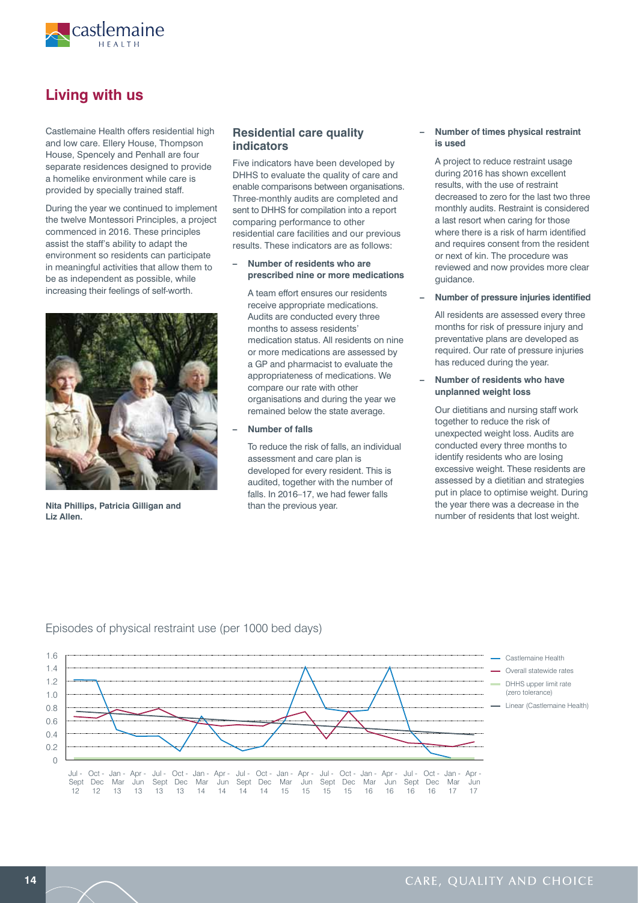## Living with us

Castlemaine Health offers residential high and low care. Ellery House, Thompson House, Spencely and Penhall are four separate residences designed to provide a homelike environment while care is provided by specially trained staff.

During the year we continued to implement the twelve Montessori Principles, a project commenced in 2016. These principles assist the staff's ability to adapt the environment so residents can participate in meaningful activities that allow them to be as independent as possible, while increasing their feelings of self-worth.

**Nita Phillips, Patricia Gilligan and Liz Allen.**

### Residential care quality indicators

Five indicators have been developed by DHHS to evaluate the quality of care and enable comparisons between organisations. Three-monthly audits are completed and sent to DHHS for compilation into a report comparing performance to other residential care facilities and our previous results. These indicators are as follows:

- **Number of residents who are prescribed nine or more medications**

  A team effort ensures our residents receive appropriate medications. Audits are conducted every three months to assess residents' medication status. All residents on nine or more medications are assessed by a GP and pharmacist to evaluate the appropriateness of medications. We compare our rate with other organisations and during the year we remained below the state average.

- **Number of falls**

  To reduce the risk of falls, an individual assessment and care plan is developed for every resident. This is audited, together with the number of falls. In 2016–17, we had fewer falls than the previous year.

- **Number of times physical restraint is used**

  A project to reduce restraint usage during 2016 has shown excellent results, with the use of restraint decreased to zero for the last two three monthly audits. Restraint is considered a last resort when caring for those where there is a risk of harm identified and requires consent from the resident or next of kin. The procedure was reviewed and now provides more clear guidance.

- **Number of pressure injuries identified**

  All residents are assessed every three months for risk of pressure injury and preventative plans are developed as required. Our rate of pressure injuries has reduced during the year.

- **Number of residents who have unplanned weight loss**

  Our dietitians and nursing staff work together to reduce the risk of unexpected weight loss. Audits are conducted every three months to identify residents who are losing excessive weight. These residents are assessed by a dietitian and strategies put in place to optimise weight. During the year there was a decrease in the number of residents that lost weight.

Episodes of physical restraint use (per 1000 bed days)

Legend: Castlemaine Health; Overall statewide rates; DHHS upper limit rate (zero tolerance); Linear (Castlemaine Health)

Periods: Jul - Sept 12, Oct - Dec 12, Jan - Mar 13, Apr - Jun 13, Jul - Sept 13, Oct - Dec 13, Jan - Mar 14, Apr - Jun 14, Jul - Sept 14, Oct - Dec 14, Jan - Mar 15, Apr - Jun 15, Jul - Sept 15, Oct - Dec 15, Jan - Mar 16, Apr - Jun 16, Jul - Sept 16, Oct - Dec 16, Jan - Mar 17, Apr - Jun 17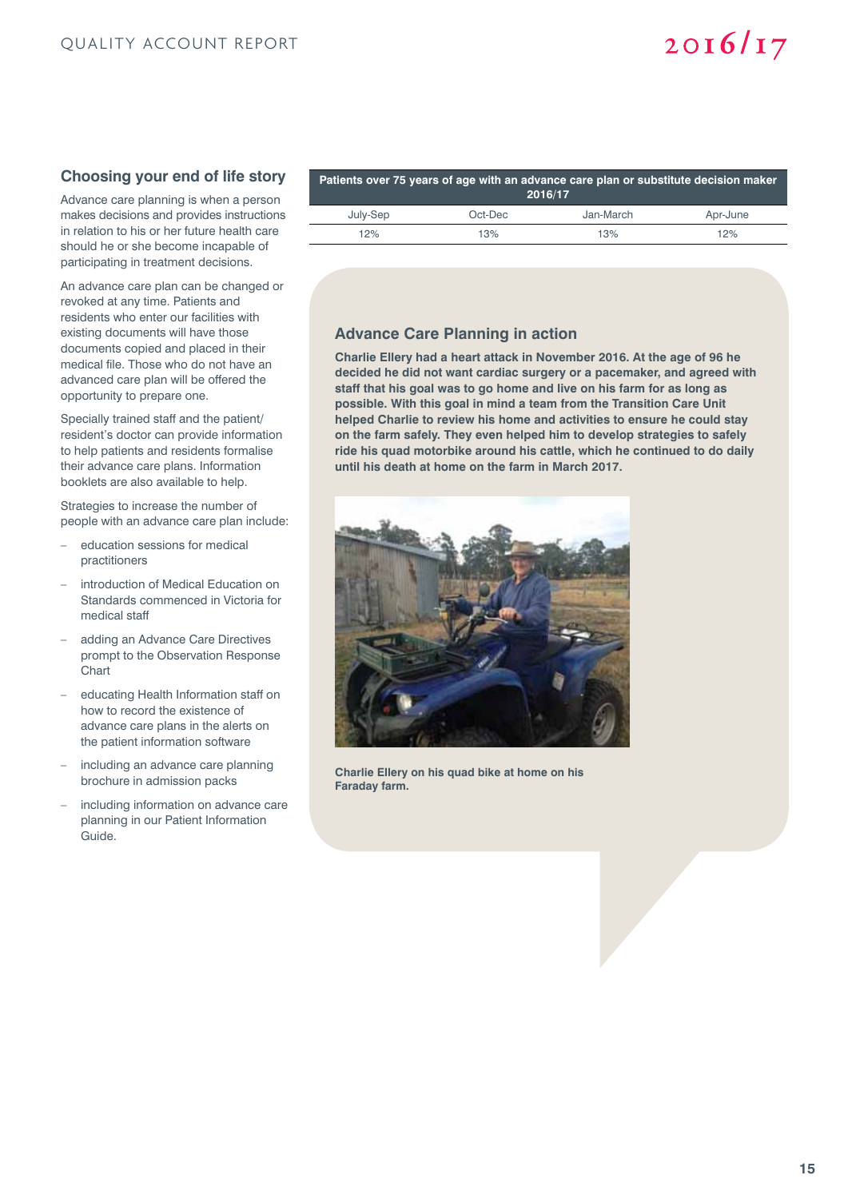## Choosing your end of life story

Advance care planning is when a person makes decisions and provides instructions in relation to his or her future health care should he or she become incapable of participating in treatment decisions.

An advance care plan can be changed or revoked at any time. Patients and residents who enter our facilities with existing documents will have those documents copied and placed in their medical file. Those who do not have an advanced care plan will be offered the opportunity to prepare one.

Specially trained staff and the patient/resident's doctor can provide information to help patients and residents formalise their advance care plans. Information booklets are also available to help.

Strategies to increase the number of people with an advance care plan include:

- education sessions for medical practitioners
- introduction of Medical Education on Standards commenced in Victoria for medical staff
- adding an Advance Care Directives prompt to the Observation Response Chart
- educating Health Information staff on how to record the existence of advance care plans in the alerts on the patient information software
- including an advance care planning brochure in admission packs
- including information on advance care planning in our Patient Information Guide.

| Patients over 75 years of age with an advance care plan or substitute decision maker 2016/17 | | | |
|---|---|---|---|
| July-Sep | Oct-Dec | Jan-March | Apr-June |
| 12% | 13% | 13% | 12% |

### Advance Care Planning in action

**Charlie Ellery had a heart attack in November 2016. At the age of 96 he decided he did not want cardiac surgery or a pacemaker, and agreed with staff that his goal was to go home and live on his farm for as long as possible. With this goal in mind a team from the Transition Care Unit helped Charlie to review his home and activities to ensure he could stay on the farm safely. They even helped him to develop strategies to safely ride his quad motorbike around his cattle, which he continued to do daily until his death at home on the farm in March 2017.**

**Charlie Ellery on his quad bike at home on his Faraday farm.**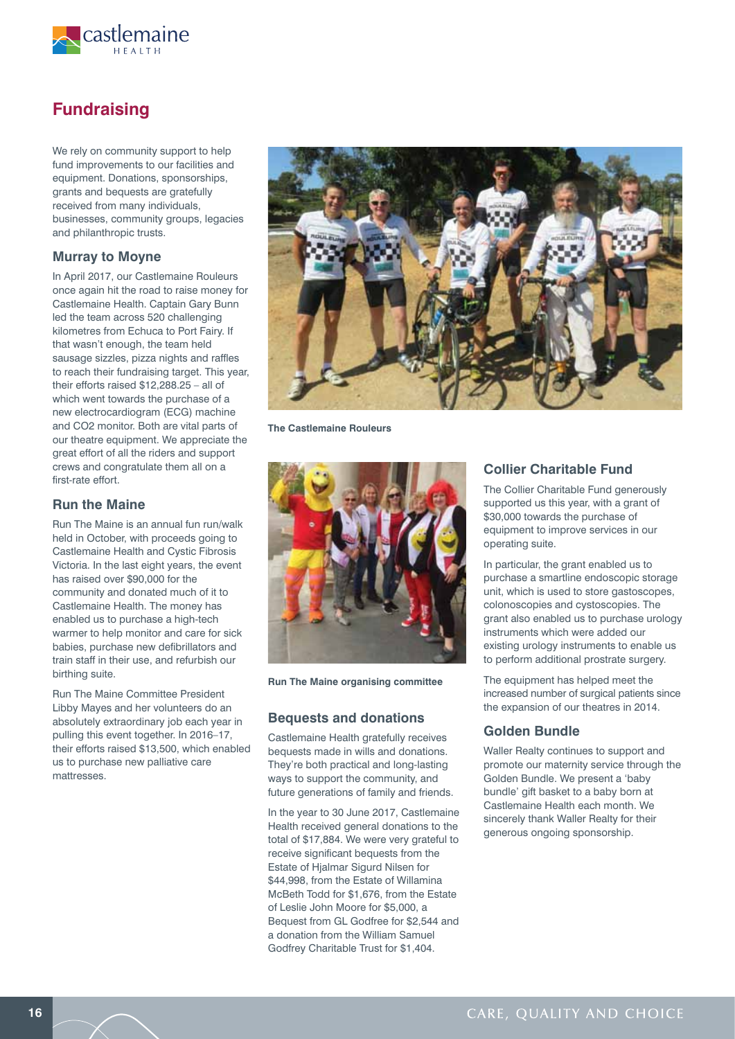## Fundraising

We rely on community support to help fund improvements to our facilities and equipment. Donations, sponsorships, grants and bequests are gratefully received from many individuals, businesses, community groups, legacies and philanthropic trusts.

### Murray to Moyne

In April 2017, our Castlemaine Rouleurs once again hit the road to raise money for Castlemaine Health. Captain Gary Bunn led the team across 520 challenging kilometres from Echuca to Port Fairy. If that wasn't enough, the team held sausage sizzles, pizza nights and raffles to reach their fundraising target. This year, their efforts raised $12,288.25 – all of which went towards the purchase of a new electrocardiogram (ECG) machine and CO2 monitor. Both are vital parts of our theatre equipment. We appreciate the great effort of all the riders and support crews and congratulate them all on a first-rate effort.

The Castlemaine Rouleurs

### Run the Maine

Run The Maine is an annual fun run/walk held in October, with proceeds going to Castlemaine Health and Cystic Fibrosis Victoria. In the last eight years, the event has raised over $90,000 for the community and donated much of it to Castlemaine Health. The money has enabled us to purchase a high-tech warmer to help monitor and care for sick babies, purchase new defibrillators and train staff in their use, and refurbish our birthing suite.

Run The Maine Committee President Libby Mayes and her volunteers do an absolutely extraordinary job each year in pulling this event together. In 2016–17, their efforts raised $13,500, which enabled us to purchase new palliative care mattresses.

Run The Maine organising committee

### Bequests and donations

Castlemaine Health gratefully receives bequests made in wills and donations. They're both practical and long-lasting ways to support the community, and future generations of family and friends.

In the year to 30 June 2017, Castlemaine Health received general donations to the total of $17,884. We were very grateful to receive significant bequests from the Estate of Hjalmar Sigurd Nilsen for $44,998, from the Estate of Willamina McBeth Todd for $1,676, from the Estate of Leslie John Moore for $5,000, a Bequest from GL Godfree for $2,544 and a donation from the William Samuel Godfrey Charitable Trust for $1,404.

### Collier Charitable Fund

The Collier Charitable Fund generously supported us this year, with a grant of $30,000 towards the purchase of equipment to improve services in our operating suite.

In particular, the grant enabled us to purchase a smartline endoscopic storage unit, which is used to store gastoscopes, colonoscopes and cystoscopies. The grant also enabled us to purchase urology instruments which were added our existing urology instruments to enable us to perform additional prostrate surgery.

The equipment has helped meet the increased number of surgical patients since the expansion of our theatres in 2014.

### Golden Bundle

Waller Realty continues to support and promote our maternity service through the Golden Bundle. We present a 'baby bundle' gift basket to a baby born at Castlemaine Health each month. We sincerely thank Waller Realty for their generous ongoing sponsorship.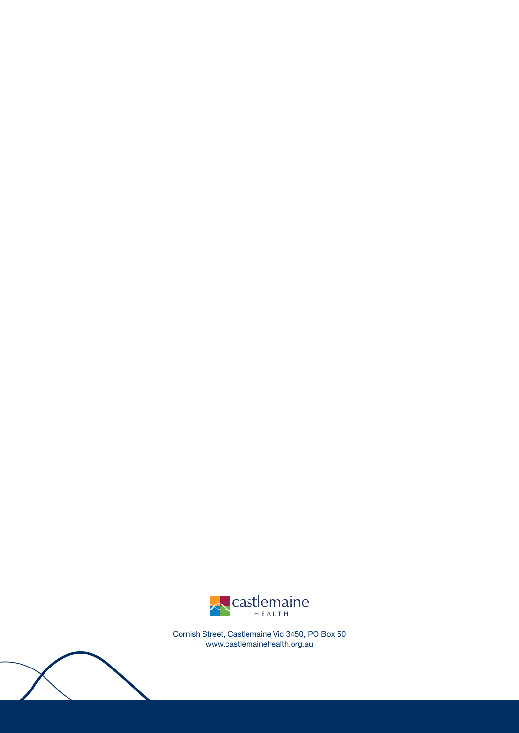castlemaine HEALTH

Cornish Street, Castlemaine Vic 3450, PO Box 50
www.castlemainehealth.org.au